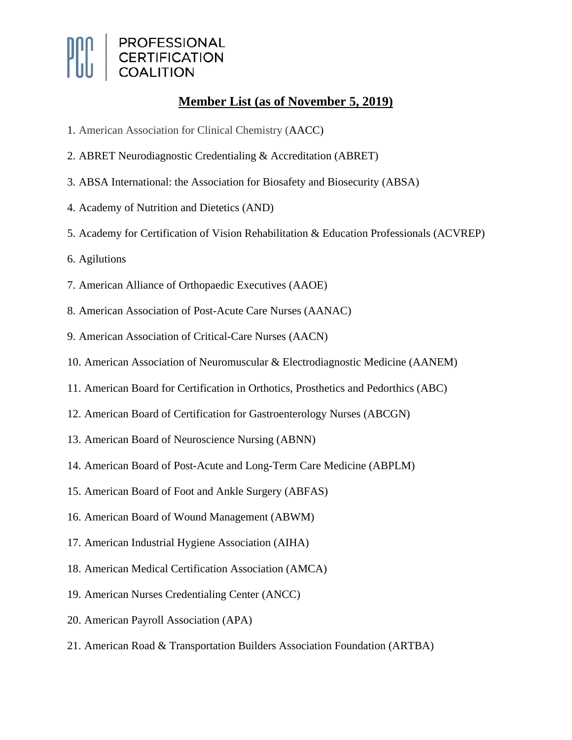PROFESSIONAL CERTIFICATION COALITION

## Member List (as of November 5, 2019)

1. American Association for Clinical Chemistry (AACC)
2. ABRET Neurodiagnostic Credentialing & Accreditation (ABRET)
3. ABSA International: the Association for Biosafety and Biosecurity (ABSA)
4. Academy of Nutrition and Dietetics (AND)
5. Academy for Certification of Vision Rehabilitation & Education Professionals (ACVREP)
6. Agilutions
7. American Alliance of Orthopaedic Executives (AAOE)
8. American Association of Post-Acute Care Nurses (AANAC)
9. American Association of Critical-Care Nurses (AACN)
10. American Association of Neuromuscular & Electrodiagnostic Medicine (AANEM)
11. American Board for Certification in Orthotics, Prosthetics and Pedorthics (ABC)
12. American Board of Certification for Gastroenterology Nurses (ABCGN)
13. American Board of Neuroscience Nursing (ABNN)
14. American Board of Post-Acute and Long-Term Care Medicine (ABPLM)
15. American Board of Foot and Ankle Surgery (ABFAS)
16. American Board of Wound Management (ABWM)
17. American Industrial Hygiene Association (AIHA)
18. American Medical Certification Association (AMCA)
19. American Nurses Credentialing Center (ANCC)
20. American Payroll Association (APA)
21. American Road & Transportation Builders Association Foundation (ARTBA)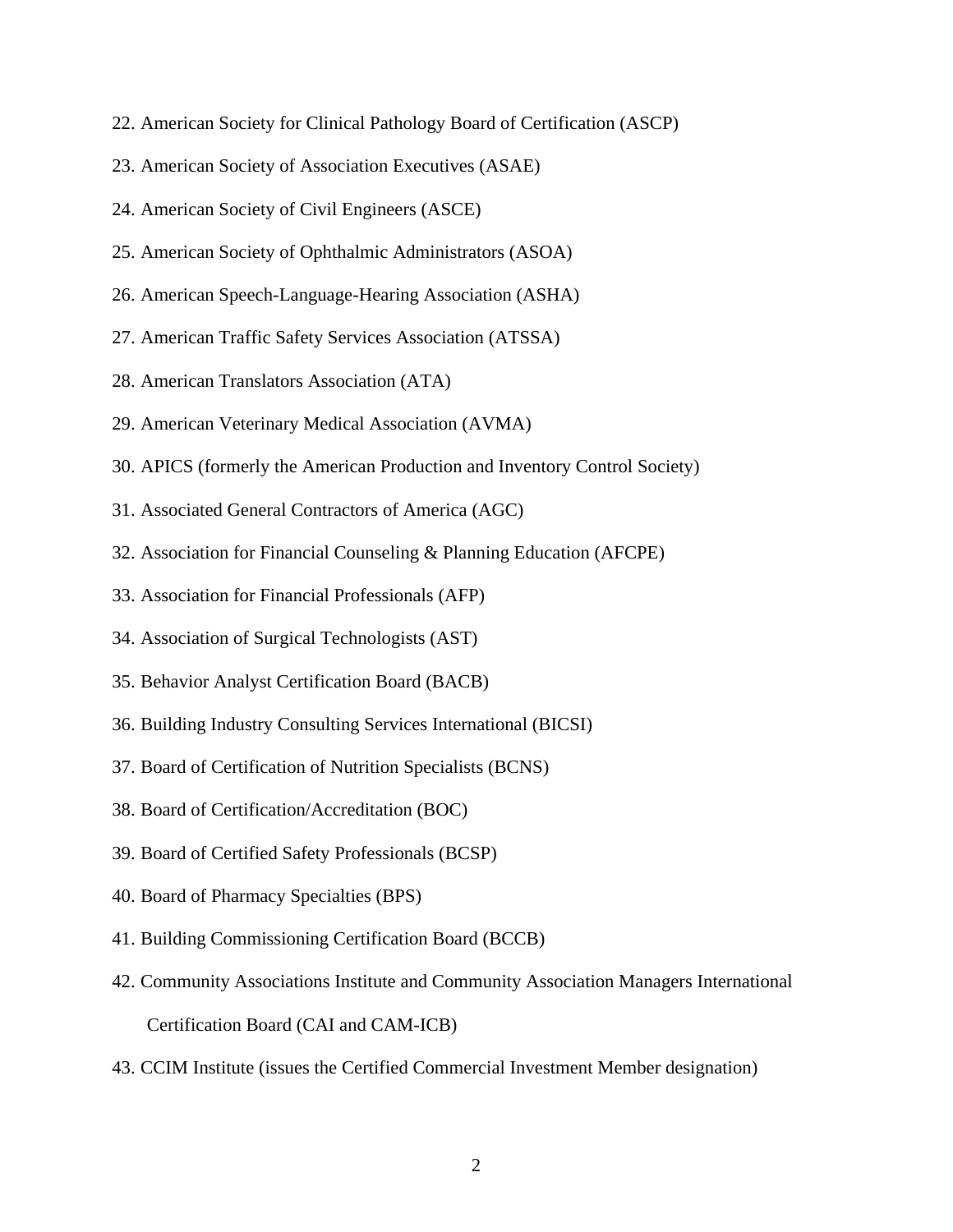22. American Society for Clinical Pathology Board of Certification (ASCP)
23. American Society of Association Executives (ASAE)
24. American Society of Civil Engineers (ASCE)
25. American Society of Ophthalmic Administrators (ASOA)
26. American Speech-Language-Hearing Association (ASHA)
27. American Traffic Safety Services Association (ATSSA)
28. American Translators Association (ATA)
29. American Veterinary Medical Association (AVMA)
30. APICS (formerly the American Production and Inventory Control Society)
31. Associated General Contractors of America (AGC)
32. Association for Financial Counseling & Planning Education (AFCPE)
33. Association for Financial Professionals (AFP)
34. Association of Surgical Technologists (AST)
35. Behavior Analyst Certification Board (BACB)
36. Building Industry Consulting Services International (BICSI)
37. Board of Certification of Nutrition Specialists (BCNS)
38. Board of Certification/Accreditation (BOC)
39. Board of Certified Safety Professionals (BCSP)
40. Board of Pharmacy Specialties (BPS)
41. Building Commissioning Certification Board (BCCB)
42. Community Associations Institute and Community Association Managers International Certification Board (CAI and CAM-ICB)
43. CCIM Institute (issues the Certified Commercial Investment Member designation)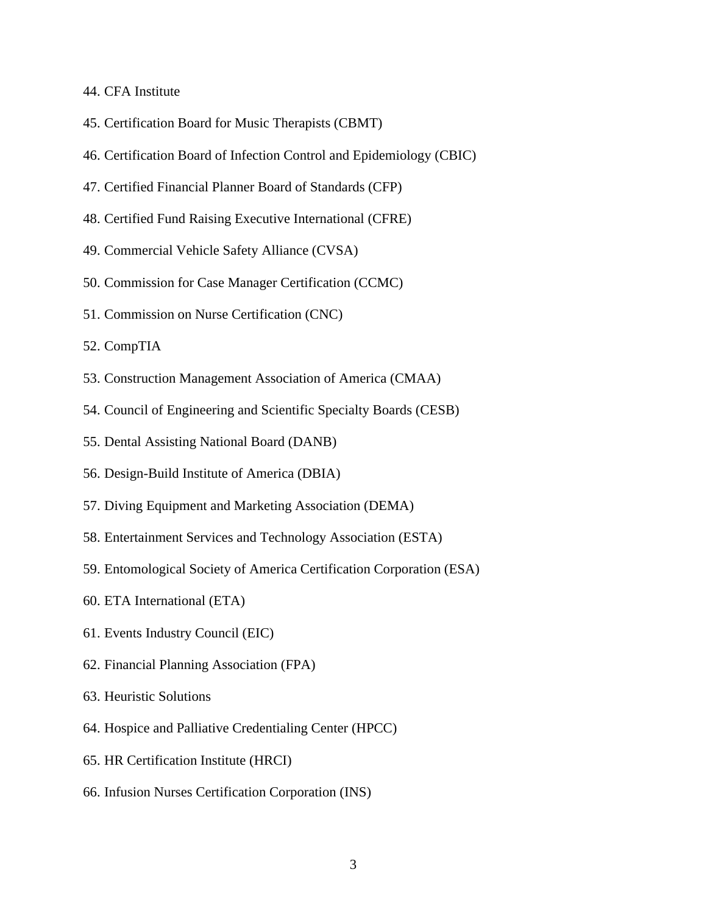44. CFA Institute

45. Certification Board for Music Therapists (CBMT)

46. Certification Board of Infection Control and Epidemiology (CBIC)

47. Certified Financial Planner Board of Standards (CFP)

48. Certified Fund Raising Executive International (CFRE)

49. Commercial Vehicle Safety Alliance (CVSA)

50. Commission for Case Manager Certification (CCMC)

51. Commission on Nurse Certification (CNC)

52. CompTIA

53. Construction Management Association of America (CMAA)

54. Council of Engineering and Scientific Specialty Boards (CESB)

55. Dental Assisting National Board (DANB)

56. Design-Build Institute of America (DBIA)

57. Diving Equipment and Marketing Association (DEMA)

58. Entertainment Services and Technology Association (ESTA)

59. Entomological Society of America Certification Corporation (ESA)

60. ETA International (ETA)

61. Events Industry Council (EIC)

62. Financial Planning Association (FPA)

63. Heuristic Solutions

64. Hospice and Palliative Credentialing Center (HPCC)

65. HR Certification Institute (HRCI)

66. Infusion Nurses Certification Corporation (INS)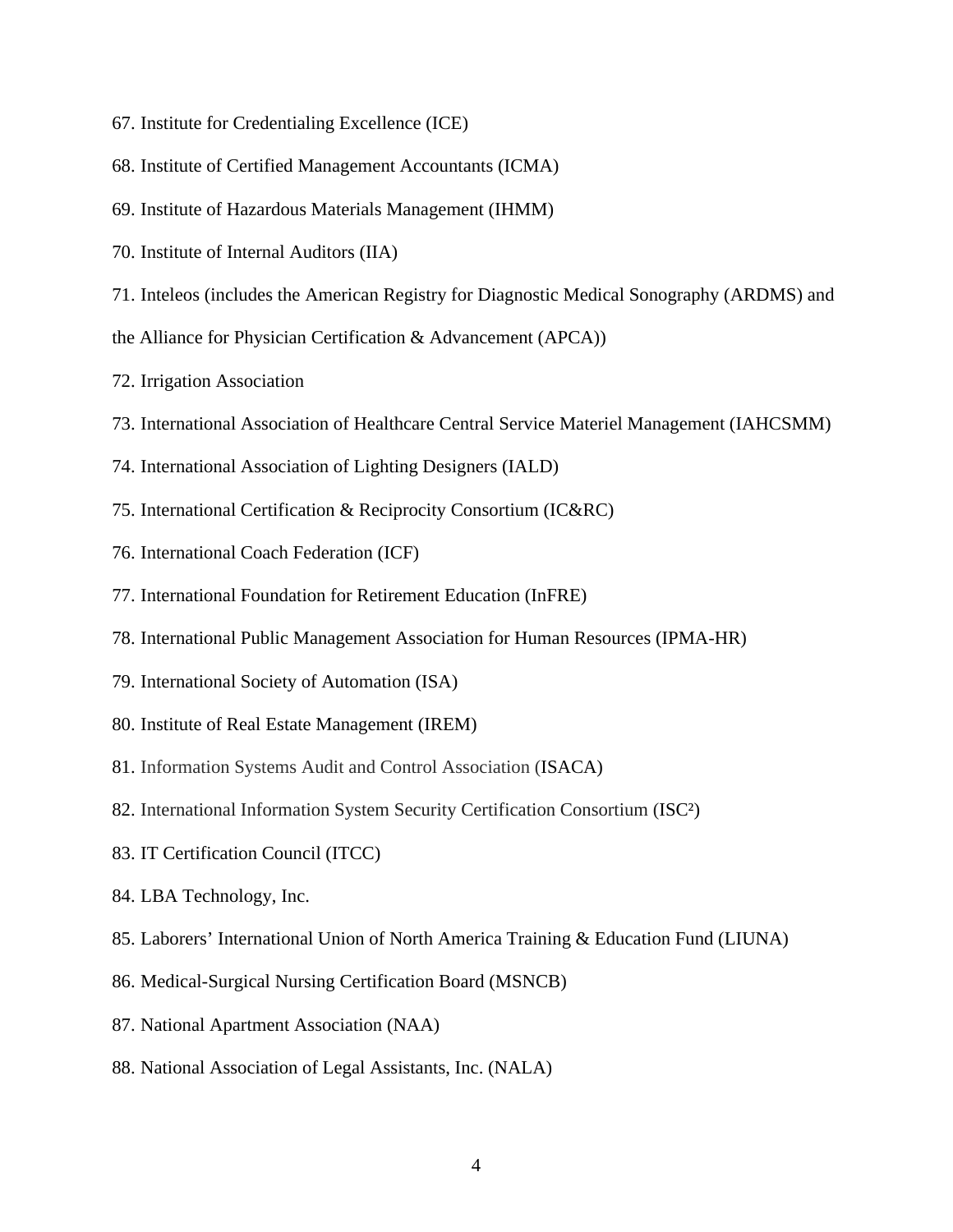67. Institute for Credentialing Excellence (ICE)

68. Institute of Certified Management Accountants (ICMA)

69. Institute of Hazardous Materials Management (IHMM)

70. Institute of Internal Auditors (IIA)

71. Inteleos (includes the American Registry for Diagnostic Medical Sonography (ARDMS) and the Alliance for Physician Certification & Advancement (APCA))

72. Irrigation Association

73. International Association of Healthcare Central Service Materiel Management (IAHCSMM)

74. International Association of Lighting Designers (IALD)

75. International Certification & Reciprocity Consortium (IC&RC)

76. International Coach Federation (ICF)

77. International Foundation for Retirement Education (InFRE)

78. International Public Management Association for Human Resources (IPMA-HR)

79. International Society of Automation (ISA)

80. Institute of Real Estate Management (IREM)

81. Information Systems Audit and Control Association (ISACA)

82. International Information System Security Certification Consortium (ISC²)

83. IT Certification Council (ITCC)

84. LBA Technology, Inc.

85. Laborers' International Union of North America Training & Education Fund (LIUNA)

86. Medical-Surgical Nursing Certification Board (MSNCB)

87. National Apartment Association (NAA)

88. National Association of Legal Assistants, Inc. (NALA)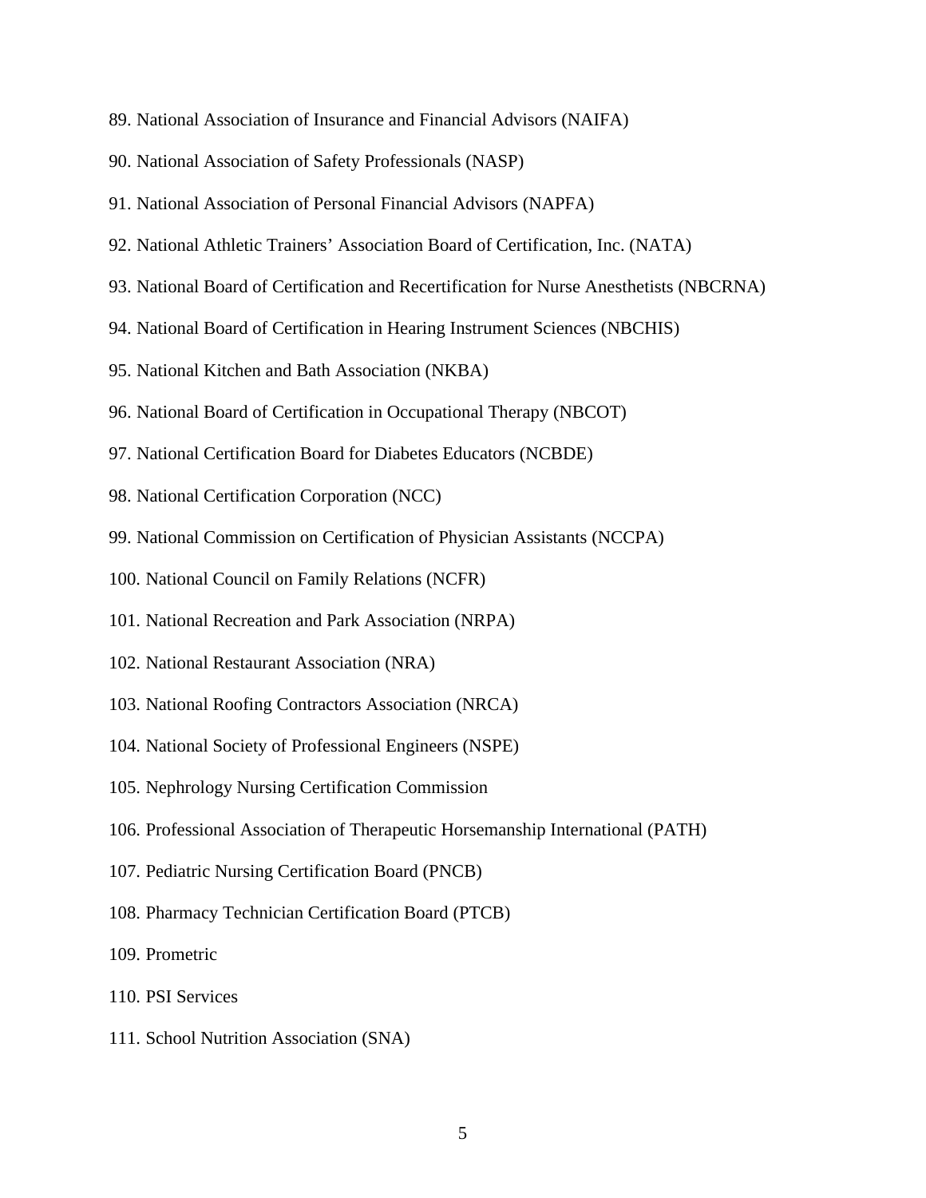89. National Association of Insurance and Financial Advisors (NAIFA)

90. National Association of Safety Professionals (NASP)

91. National Association of Personal Financial Advisors (NAPFA)

92. National Athletic Trainers' Association Board of Certification, Inc. (NATA)

93. National Board of Certification and Recertification for Nurse Anesthetists (NBCRNA)

94. National Board of Certification in Hearing Instrument Sciences (NBCHIS)

95. National Kitchen and Bath Association (NKBA)

96. National Board of Certification in Occupational Therapy (NBCOT)

97. National Certification Board for Diabetes Educators (NCBDE)

98. National Certification Corporation (NCC)

99. National Commission on Certification of Physician Assistants (NCCPA)

100. National Council on Family Relations (NCFR)

101. National Recreation and Park Association (NRPA)

102. National Restaurant Association (NRA)

103. National Roofing Contractors Association (NRCA)

104. National Society of Professional Engineers (NSPE)

105. Nephrology Nursing Certification Commission

106. Professional Association of Therapeutic Horsemanship International (PATH)

107. Pediatric Nursing Certification Board (PNCB)

108. Pharmacy Technician Certification Board (PTCB)

109. Prometric

110. PSI Services

111. School Nutrition Association (SNA)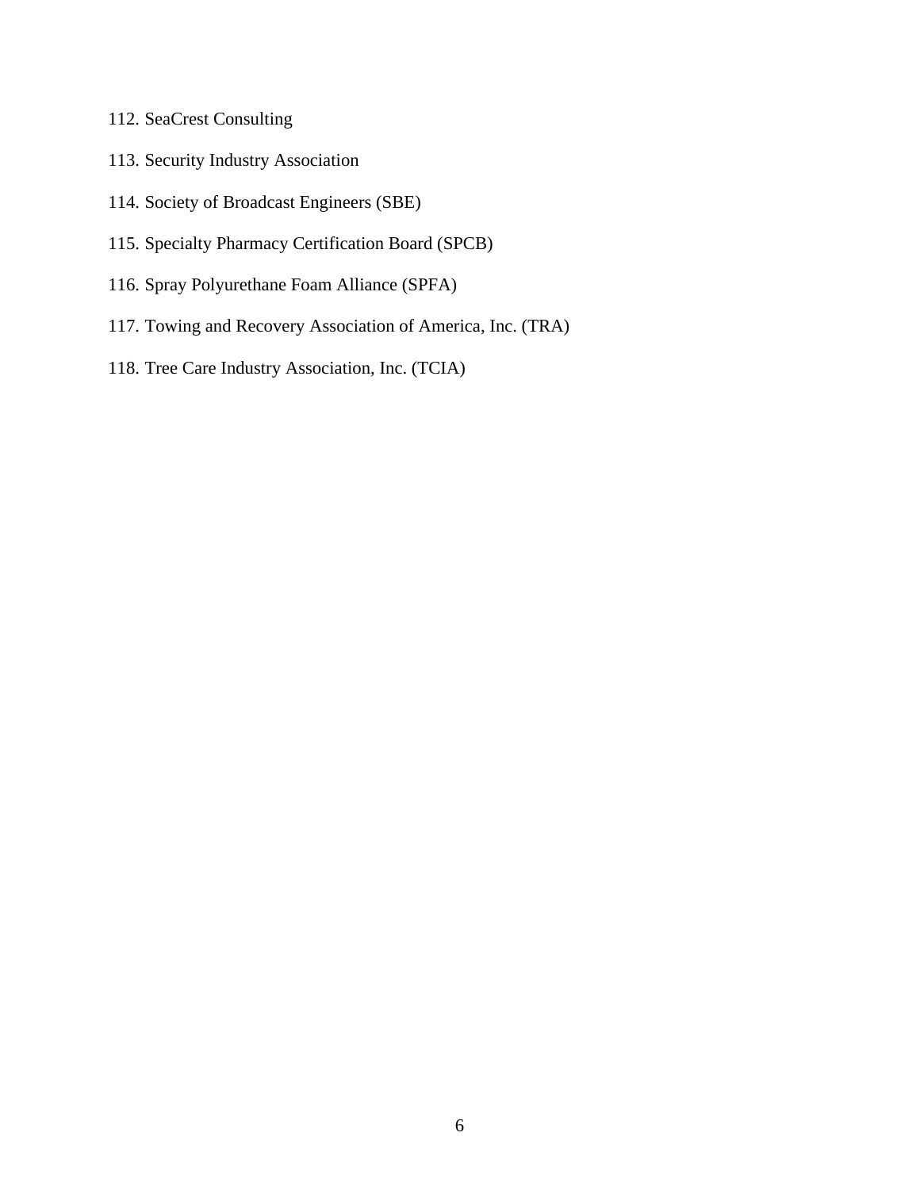112. SeaCrest Consulting
113. Security Industry Association
114. Society of Broadcast Engineers (SBE)
115. Specialty Pharmacy Certification Board (SPCB)
116. Spray Polyurethane Foam Alliance (SPFA)
117. Towing and Recovery Association of America, Inc. (TRA)
118. Tree Care Industry Association, Inc. (TCIA)